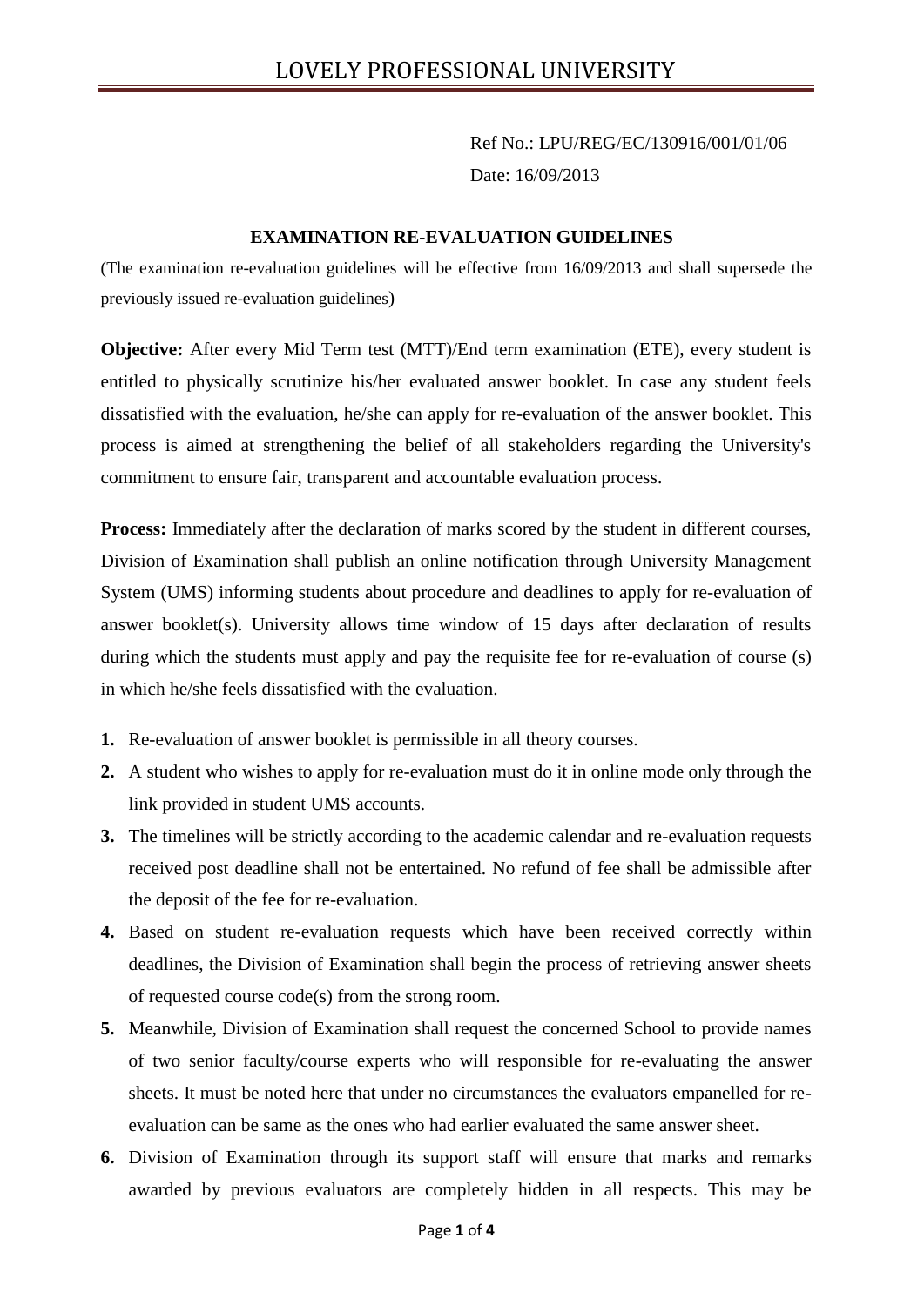Ref No.: LPU/REG/EC/130916/001/01/06

Date: 16/09/2013

## EXAMINATION RE-EVALUATION GUIDELINES

(The examination re-evaluation guidelines will be effective from 16/09/2013 and shall supersede the previously issued re-evaluation guidelines)

**Objective:** After every Mid Term test (MTT)/End term examination (ETE), every student is entitled to physically scrutinize his/her evaluated answer booklet. In case any student feels dissatisfied with the evaluation, he/she can apply for re-evaluation of the answer booklet. This process is aimed at strengthening the belief of all stakeholders regarding the University's commitment to ensure fair, transparent and accountable evaluation process.

**Process:** Immediately after the declaration of marks scored by the student in different courses, Division of Examination shall publish an online notification through University Management System (UMS) informing students about procedure and deadlines to apply for re-evaluation of answer booklet(s). University allows time window of 15 days after declaration of results during which the students must apply and pay the requisite fee for re-evaluation of course (s) in which he/she feels dissatisfied with the evaluation.

1. Re-evaluation of answer booklet is permissible in all theory courses.
2. A student who wishes to apply for re-evaluation must do it in online mode only through the link provided in student UMS accounts.
3. The timelines will be strictly according to the academic calendar and re-evaluation requests received post deadline shall not be entertained. No refund of fee shall be admissible after the deposit of the fee for re-evaluation.
4. Based on student re-evaluation requests which have been received correctly within deadlines, the Division of Examination shall begin the process of retrieving answer sheets of requested course code(s) from the strong room.
5. Meanwhile, Division of Examination shall request the concerned School to provide names of two senior faculty/course experts who will responsible for re-evaluating the answer sheets. It must be noted here that under no circumstances the evaluators empanelled for re-evaluation can be same as the ones who had earlier evaluated the same answer sheet.
6. Division of Examination through its support staff will ensure that marks and remarks awarded by previous evaluators are completely hidden in all respects. This may be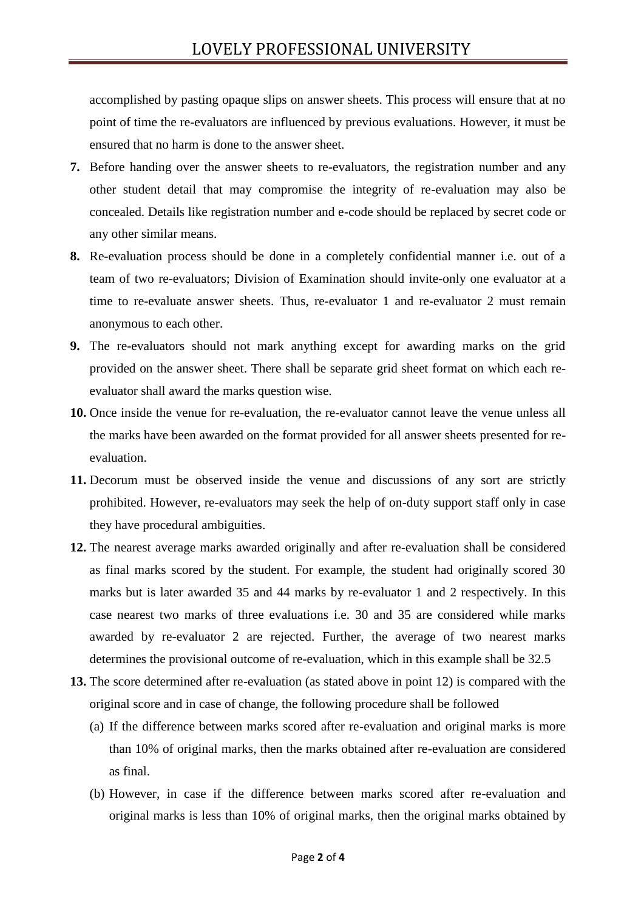accomplished by pasting opaque slips on answer sheets. This process will ensure that at no point of time the re-evaluators are influenced by previous evaluations. However, it must be ensured that no harm is done to the answer sheet.

**7.** Before handing over the answer sheets to re-evaluators, the registration number and any other student detail that may compromise the integrity of re-evaluation may also be concealed. Details like registration number and e-code should be replaced by secret code or any other similar means.

**8.** Re-evaluation process should be done in a completely confidential manner i.e. out of a team of two re-evaluators; Division of Examination should invite-only one evaluator at a time to re-evaluate answer sheets. Thus, re-evaluator 1 and re-evaluator 2 must remain anonymous to each other.

**9.** The re-evaluators should not mark anything except for awarding marks on the grid provided on the answer sheet. There shall be separate grid sheet format on which each re-evaluator shall award the marks question wise.

**10.** Once inside the venue for re-evaluation, the re-evaluator cannot leave the venue unless all the marks have been awarded on the format provided for all answer sheets presented for re-evaluation.

**11.** Decorum must be observed inside the venue and discussions of any sort are strictly prohibited. However, re-evaluators may seek the help of on-duty support staff only in case they have procedural ambiguities.

**12.** The nearest average marks awarded originally and after re-evaluation shall be considered as final marks scored by the student. For example, the student had originally scored 30 marks but is later awarded 35 and 44 marks by re-evaluator 1 and 2 respectively. In this case nearest two marks of three evaluations i.e. 30 and 35 are considered while marks awarded by re-evaluator 2 are rejected. Further, the average of two nearest marks determines the provisional outcome of re-evaluation, which in this example shall be 32.5

**13.** The score determined after re-evaluation (as stated above in point 12) is compared with the original score and in case of change, the following procedure shall be followed

   (a) If the difference between marks scored after re-evaluation and original marks is more than 10% of original marks, then the marks obtained after re-evaluation are considered as final.

   (b) However, in case if the difference between marks scored after re-evaluation and original marks is less than 10% of original marks, then the original marks obtained by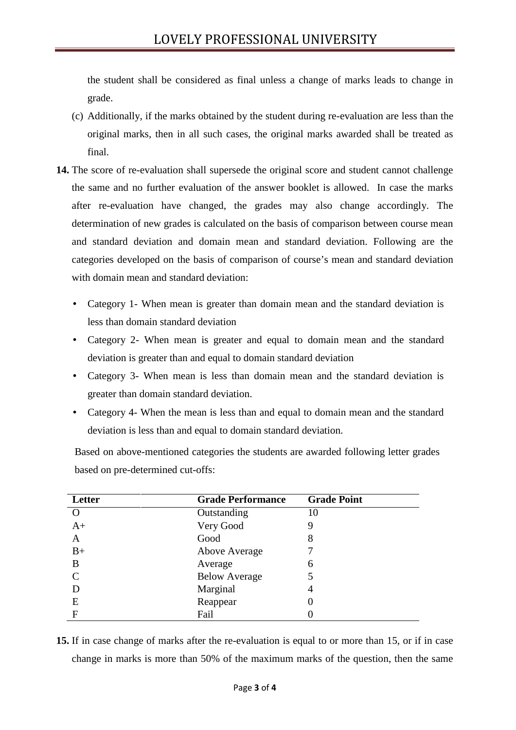the student shall be considered as final unless a change of marks leads to change in grade.

(c) Additionally, if the marks obtained by the student during re-evaluation are less than the original marks, then in all such cases, the original marks awarded shall be treated as final.

**14.** The score of re-evaluation shall supersede the original score and student cannot challenge the same and no further evaluation of the answer booklet is allowed. In case the marks after re-evaluation have changed, the grades may also change accordingly. The determination of new grades is calculated on the basis of comparison between course mean and standard deviation and domain mean and standard deviation. Following are the categories developed on the basis of comparison of course's mean and standard deviation with domain mean and standard deviation:

- Category 1- When mean is greater than domain mean and the standard deviation is less than domain standard deviation
- Category 2- When mean is greater and equal to domain mean and the standard deviation is greater than and equal to domain standard deviation
- Category 3- When mean is less than domain mean and the standard deviation is greater than domain standard deviation.
- Category 4- When the mean is less than and equal to domain mean and the standard deviation is less than and equal to domain standard deviation.

Based on above-mentioned categories the students are awarded following letter grades based on pre-determined cut-offs:

| Letter | Grade Performance | Grade Point |
|---|---|---|
| O | Outstanding | 10 |
| A+ | Very Good | 9 |
| A | Good | 8 |
| B+ | Above Average | 7 |
| B | Average | 6 |
| C | Below Average | 5 |
| D | Marginal | 4 |
| E | Reappear | 0 |
| F | Fail | 0 |

**15.** If in case change of marks after the re-evaluation is equal to or more than 15, or if in case change in marks is more than 50% of the maximum marks of the question, then the same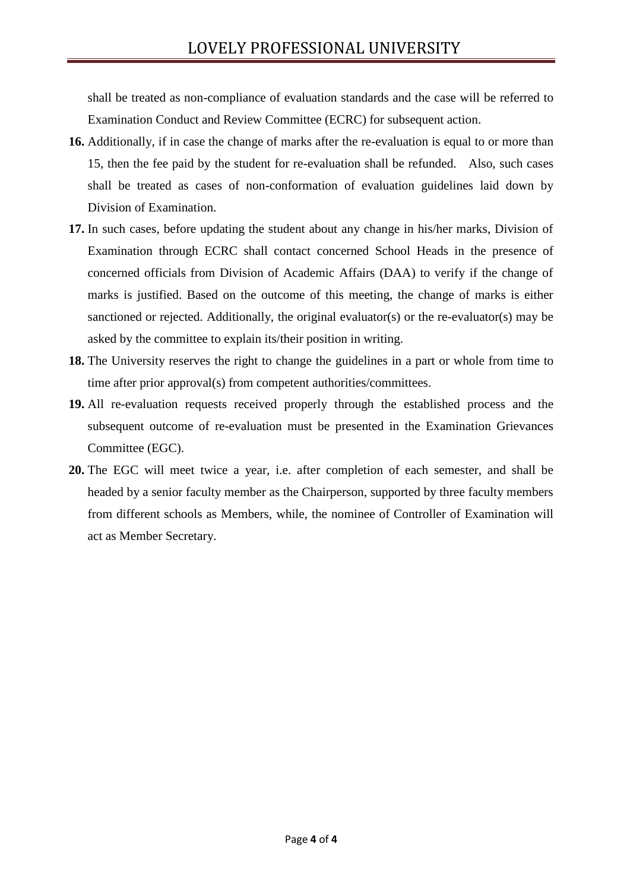shall be treated as non-compliance of evaluation standards and the case will be referred to Examination Conduct and Review Committee (ECRC) for subsequent action.

**16.** Additionally, if in case the change of marks after the re-evaluation is equal to or more than 15, then the fee paid by the student for re-evaluation shall be refunded. Also, such cases shall be treated as cases of non-conformation of evaluation guidelines laid down by Division of Examination.

**17.** In such cases, before updating the student about any change in his/her marks, Division of Examination through ECRC shall contact concerned School Heads in the presence of concerned officials from Division of Academic Affairs (DAA) to verify if the change of marks is justified. Based on the outcome of this meeting, the change of marks is either sanctioned or rejected. Additionally, the original evaluator(s) or the re-evaluator(s) may be asked by the committee to explain its/their position in writing.

**18.** The University reserves the right to change the guidelines in a part or whole from time to time after prior approval(s) from competent authorities/committees.

**19.** All re-evaluation requests received properly through the established process and the subsequent outcome of re-evaluation must be presented in the Examination Grievances Committee (EGC).

**20.** The EGC will meet twice a year, i.e. after completion of each semester, and shall be headed by a senior faculty member as the Chairperson, supported by three faculty members from different schools as Members, while, the nominee of Controller of Examination will act as Member Secretary.